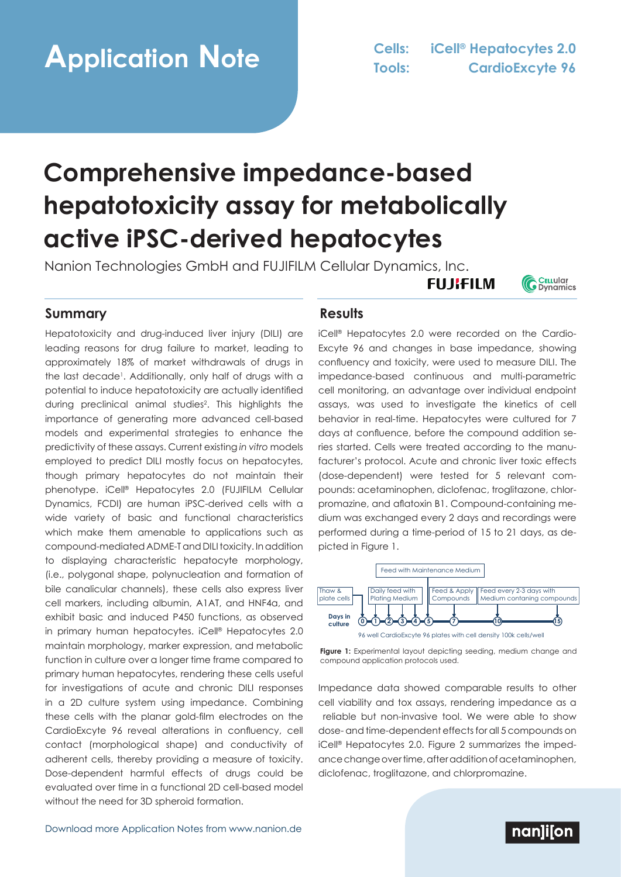# Application Note

**Cells:** iCell® Hepatocytes 2.0
**Tools:** CardioExcyte 96

# Comprehensive impedance-based hepatotoxicity assay for metabolically active iPSC-derived hepatocytes

Nanion Technologies GmbH and FUJIFILM Cellular Dynamics, Inc.

## Summary

Hepatotoxicity and drug-induced liver injury (DILI) are leading reasons for drug failure to market, leading to approximately 18% of market withdrawals of drugs in the last decade[1]. Additionally, only half of drugs with a potential to induce hepatotoxicity are actually identified during preclinical animal studies[2]. This highlights the importance of generating more advanced cell-based models and experimental strategies to enhance the predictivity of these assays. Current existing *in vitro* models employed to predict DILI mostly focus on hepatocytes, though primary hepatocytes do not maintain their phenotype. iCell® Hepatocytes 2.0 (FUJIFILM Cellular Dynamics, FCDI) are human iPSC-derived cells with a wide variety of basic and functional characteristics which make them amenable to applications such as compound-mediated ADME-T and DILI toxicity. In addition to displaying characteristic hepatocyte morphology, (i.e., polygonal shape, polynucleation and formation of bile canalicular channels), these cells also express liver cell markers, including albumin, A1AT, and HNF4a, and exhibit basic and induced P450 functions, as observed in primary human hepatocytes. iCell® Hepatocytes 2.0 maintain morphology, marker expression, and metabolic function in culture over a longer time frame compared to primary human hepatocytes, rendering these cells useful for investigations of acute and chronic DILI responses in a 2D culture system using impedance. Combining these cells with the planar gold-film electrodes on the CardioExcyte 96 reveal alterations in confluency, cell contact (morphological shape) and conductivity of adherent cells, thereby providing a measure of toxicity. Dose-dependent harmful effects of drugs could be evaluated over time in a functional 2D cell-based model without the need for 3D spheroid formation.

## Results

iCell® Hepatocytes 2.0 were recorded on the CardioExcyte 96 and changes in base impedance, showing confluency and toxicity, were used to measure DILI. The impedance-based continuous and multi-parametric cell monitoring, an advantage over individual endpoint assays, was used to investigate the kinetics of cell behavior in real-time. Hepatocytes were cultured for 7 days at confluence, before the compound addition series started. Cells were treated according to the manufacturer's protocol. Acute and chronic liver toxic effects (dose-dependent) were tested for 5 relevant compounds: acetaminophen, diclofenac, troglitazone, chlorpromazine, and aflatoxin B1. Compound-containing medium was exchanged every 2 days and recordings were performed during a time-period of 15 to 21 days, as depicted in Figure 1.

Feed with Maintenance Medium

| Thaw & plate cells | Daily feed with Plating Medium | Feed & Apply Compounds | Feed every 2-3 days with Medium contaning compounds |
|---|---|---|---|

Days in culture: 0 – 1 – 2 – 3 – 4 – 5 – 7 – 10 – 15

96 well CardioExcyte 96 plates with cell density 100k cells/well

**Figure 1:** Experimental layout depicting seeding, medium change and compound application protocols used.

Impedance data showed comparable results to other cell viability and tox assays, rendering impedance as a reliable but non-invasive tool. We were able to show dose- and time-dependent effects for all 5 compounds on iCell® Hepatocytes 2.0. Figure 2 summarizes the impedance change over time, after addition of acetaminophen, diclofenac, troglitazone, and chlorpromazine.

Download more Application Notes from www.nanion.de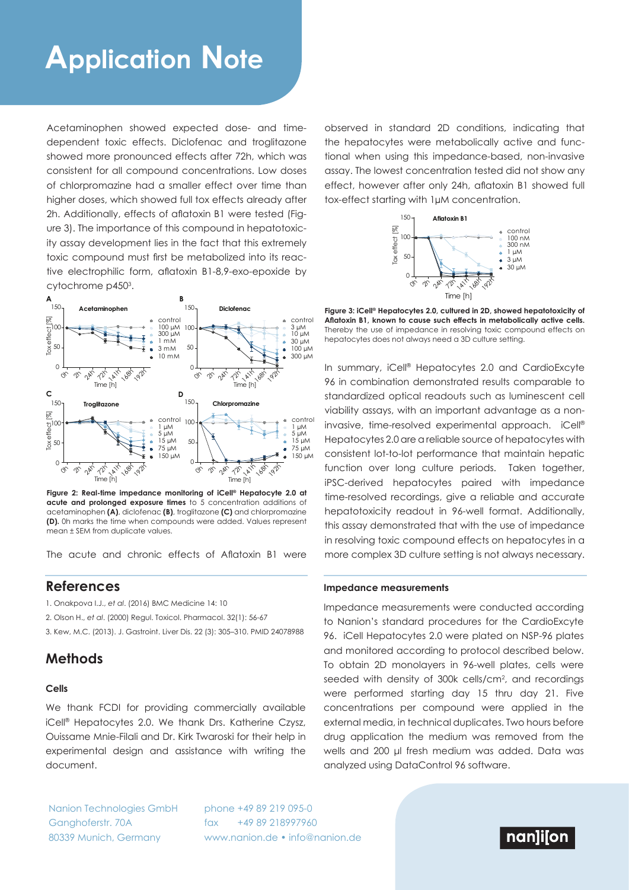# Application Note

Acetaminophen showed expected dose- and time-dependent toxic effects. Diclofenac and troglitazone showed more pronounced effects after 72h, which was consistent for all compound concentrations. Low doses of chlorpromazine had a smaller effect over time than higher doses, which showed full tox effects already after 2h. Additionally, effects of aflatoxin B1 were tested (Figure 3). The importance of this compound in hepatotoxicity assay development lies in the fact that this extremely toxic compound must first be metabolized into its reactive electrophilic form, aflatoxin B1-8,9-exo-epoxide by cytochrome p450[3].

A
Acetaminophen
Tox effect [%]
150
100
50
0
0h 2h 24h 72h 141h 168h 192h
Time [h]
control
100 µM
300 µM
1 mM
3 mM
10 mM

B
Diclofenac
150
100
50
0
0h 2h 24h 72h 141h 168h 192h
Time [h]
control
3 µM
10 µM
30 µM
100 µM
300 µM

C
Troglitazone
Tox effect [%]
150
100
50
0
0h 2h 24h 72h 141h 168h 192h
Time [h]
control
1 µM
5 µM
15 µM
75 µM
150 µM

D
Chlorpromazine
150
100
50
0
0h 2h 24h 72h 141h 168h 192h
Time [h]
control
1 µM
5 µM
15 µM
75 µM
150 µM

**Figure 2: Real-time impedance monitoring of iCell® Hepatocyte 2.0 at acute and prolonged exposure times** to 5 concentration additions of acetaminophen **(A)**, diclofenac **(B)**, troglitazone **(C)** and chlorpromazine **(D).** 0h marks the time when compounds were added. Values represent mean ± SEM from duplicate values.

The acute and chronic effects of Aflatoxin B1 were observed in standard 2D conditions, indicating that the hepatocytes were metabolically active and functional when using this impedance-based, non-invasive assay. The lowest concentration tested did not show any effect, however after only 24h, aflatoxin B1 showed full tox-effect starting with 1µM concentration.

Aflatoxin B1
Tox effect [%]
150
100
50
0
0h 2h 24h 72h 141h 168h 192h
Time [h]
control
100 nM
300 nM
1 µM
3 µM
30 µM

**Figure 3: iCell® Hepatocytes 2.0, cultured in 2D, showed hepatotoxicity of Aflatoxin B1, known to cause such effects in metabolically active cells.** Thereby the use of impedance in resolving toxic compound effects on hepatocytes does not always need a 3D culture setting.

In summary, iCell® Hepatocytes 2.0 and CardioExcyte 96 in combination demonstrated results comparable to standardized optical readouts such as luminescent cell viability assays, with an important advantage as a non-invasive, time-resolved experimental approach. iCell® Hepatocytes 2.0 are a reliable source of hepatocytes with consistent lot-to-lot performance that maintain hepatic function over long culture periods. Taken together, iPSC-derived hepatocytes paired with impedance time-resolved recordings, give a reliable and accurate hepatotoxicity readout in 96-well format. Additionally, this assay demonstrated that with the use of impedance in resolving toxic compound effects on hepatocytes in a more complex 3D culture setting is not always necessary.

## References

1. Onakpova I.J., *et al.* (2016) BMC Medicine 14: 10
2. Olson H., *et al.* (2000) Regul. Toxicol. Pharmacol. 32(1): 56-67
3. Kew, M.C. (2013). J. Gastroint. Liver Dis. 22 (3): 305–310. PMID 24078988

## Methods

### Cells

We thank FCDI for providing commercially available iCell® Hepatocytes 2.0. We thank Drs. Katherine Czysz, Ouissame Mnie-Filali and Dr. Kirk Twaroski for their help in experimental design and assistance with writing the document.

### Impedance measurements

Impedance measurements were conducted according to Nanion's standard procedures for the CardioExcyte 96. iCell Hepatocytes 2.0 were plated on NSP-96 plates and monitored according to protocol described below. To obtain 2D monolayers in 96-well plates, cells were seeded with density of 300k cells/cm², and recordings were performed starting day 15 thru day 21. Five concentrations per compound were applied in the external media, in technical duplicates. Two hours before drug application the medium was removed from the wells and 200 µl fresh medium was added. Data was analyzed using DataControl 96 software.

Nanion Technologies GmbH
Ganghoferstr. 70A
80339 Munich, Germany

phone +49 89 219 095-0
fax +49 89 218997960
www.nanion.de • info@nanion.de